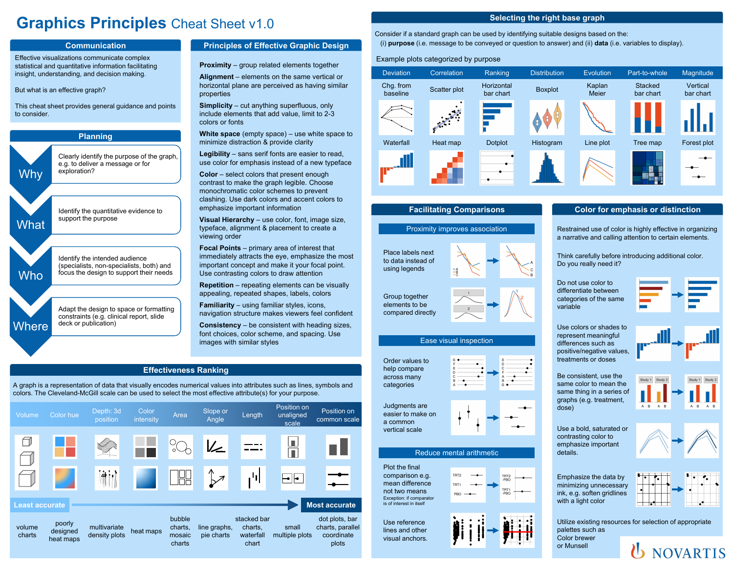# Graphics Principles Cheat Sheet v1.0

## Communication

Effective visualizations communicate complex statistical and quantitative information facilitating insight, understanding, and decision making.

But what is an effective graph?

This cheat sheet provides general guidance and points to consider.

## Planning

**Why** — Clearly identify the purpose of the graph, e.g. to deliver a message or for exploration?

**What** — Identify the quantitative evidence to support the purpose

**Who** — Identify the intended audience (specialists, non-specialists, both) and focus the design to support their needs

**Where** — Adapt the design to space or formatting constraints (e.g. clinical report, slide deck or publication)

## Principles of Effective Graphic Design

**Proximity** – group related elements together

**Alignment** – elements on the same vertical or horizontal plane are perceived as having similar properties

**Simplicity** – cut anything superfluous, only include elements that add value, limit to 2-3 colors or fonts

**White space** (empty space) – use white space to minimize distraction & provide clarity

**Legibility** – sans serif fonts are easier to read, use color for emphasis instead of a new typeface

**Color** – select colors that present enough contrast to make the graph legible. Choose monochromatic color schemes to prevent clashing. Use dark colors and accent colors to emphasize important information

**Visual Hierarchy** – use color, font, image size, typeface, alignment & placement to create a viewing order

**Focal Points** – primary area of interest that immediately attracts the eye, emphasize the most important concept and make it your focal point. Use contrasting colors to draw attention

**Repetition** – repeating elements can be visually appealing, repeated shapes, labels, colors

**Familiarity** – using familiar styles, icons, navigation structure makes viewers feel confident

**Consistency** – be consistent with heading sizes, font choices, color scheme, and spacing. Use images with similar styles

## Effectiveness Ranking

A graph is a representation of data that visually encodes numerical values into attributes such as lines, symbols and colors. The Cleveland-McGill scale can be used to select the most effective attribute(s) for your purpose.

| Volume | Color hue | Depth: 3d position | Color intensity | Area | Slope or Angle | Length | Position on unaligned scale | Position on common scale |
|---|---|---|---|---|---|---|---|---|
| volume charts | poorly designed heat maps | multivariate density plots | heat maps | bubble charts, mosaic charts | line graphs, pie charts | stacked bar charts, waterfall chart | small multiple plots | dot plots, bar charts, parallel coordinate plots |

Least accurate → Most accurate

## Selecting the right base graph

Consider if a standard graph can be used by identifying suitable designs based on the:
(i) **purpose** (i.e. message to be conveyed or question to answer) and (ii) **data** (i.e. variables to display).

Example plots categorized by purpose

| Deviation | Correlation | Ranking | Distribution | Evolution | Part-to-whole | Magnitude |
|---|---|---|---|---|---|---|
| Chg. from baseline | Scatter plot | Horizontal bar chart | Boxplot | Kaplan Meier | Stacked bar chart | Vertical bar chart |
| Waterfall | Heat map | Dotplot | Histogram | Line plot | Tree map | Forest plot |

## Facilitating Comparisons

### Proximity improves association

Place labels next to data instead of using legends

Group together elements to be compared directly

### Ease visual inspection

Order values to help compare across many categories

Judgments are easier to make on a common vertical scale

### Reduce mental arithmetic

Plot the final comparison e.g. mean difference not two means

Exception: if comparator is of interest in itself

Use reference lines and other visual anchors.

## Color for emphasis or distinction

Restrained use of color is highly effective in organizing a narrative and calling attention to certain elements.

Think carefully before introducing additional color. Do you really need it?

Do not use color to differentiate between categories of the same variable

Use colors or shades to represent meaningful differences such as positive/negative values, treatments or doses

Be consistent, use the same color to mean the same thing in a series of graphs (e.g. treatment, dose)

Use a bold, saturated or contrasting color to emphasize important details.

Emphasize the data by minimizing unnecessary ink, e.g. soften gridlines with a light color

Utilize existing resources for selection of appropriate palettes such as Color brewer or Munsell

NOVARTIS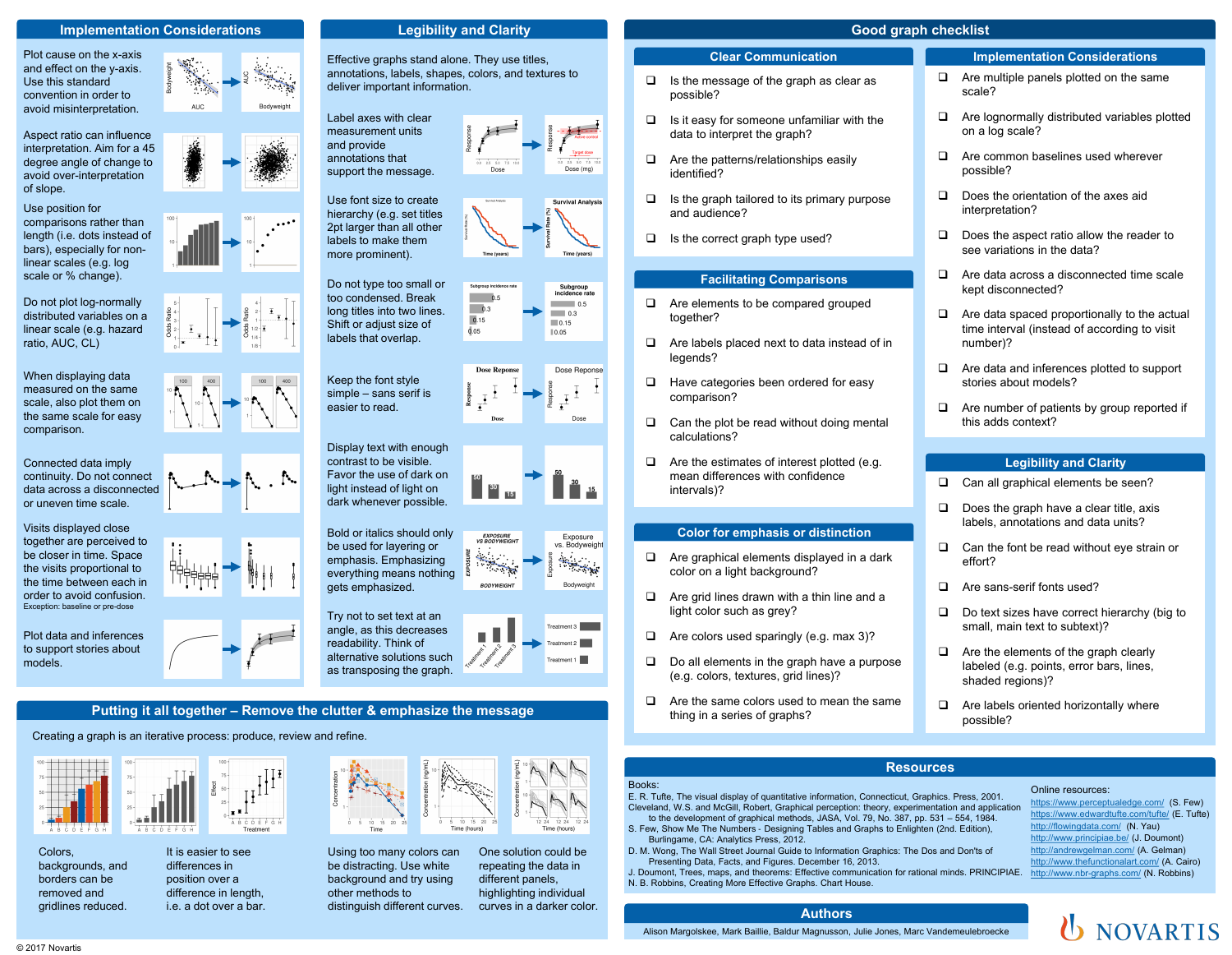## Implementation Considerations

Plot cause on the x-axis and effect on the y-axis. Use this standard convention in order to avoid misinterpretation.

Aspect ratio can influence interpretation. Aim for a 45 degree angle of change to avoid over-interpretation of slope.

Use position for comparisons rather than length (i.e. dots instead of bars), especially for non-linear scales (e.g. log scale or % change).

Do not plot log-normally distributed variables on a linear scale (e.g. hazard ratio, AUC, CL)

When displaying data measured on the same scale, also plot them on the same scale for easy comparison.

Connected data imply continuity. Do not connect data across a disconnected or uneven time scale.

Visits displayed close together are perceived to be closer in time. Space the visits proportional to the time between each in order to avoid confusion.
Exception: baseline or pre-dose

Plot data and inferences to support stories about models.

## Legibility and Clarity

Effective graphs stand alone. They use titles, annotations, labels, shapes, colors, and textures to deliver important information.

Label axes with clear measurement units and provide annotations that support the message.

Use font size to create hierarchy (e.g. set titles 2pt larger than all other labels to make them more prominent).

Do not type text too small or too condensed. Break long titles into two lines. Shift or adjust size of labels that overlap.

Keep the font style simple – sans serif is easier to read.

Display text with enough contrast to be visible. Favor the use of dark on light instead of light on dark whenever possible.

Bold or italics should only be used for layering or emphasis. Emphasizing everything means nothing gets emphasized.

Try not to set text at an angle, as this decreases readability. Think of alternative solutions such as transposing the graph.

## Good graph checklist

### Clear Communication

- ❑ Is the message of the graph as clear as possible?
- ❑ Is it easy for someone unfamiliar with the data to interpret the graph?
- ❑ Are the patterns/relationships easily identified?
- ❑ Is the graph tailored to its primary purpose and audience?
- ❑ Is the correct graph type used?

### Facilitating Comparisons

- ❑ Are elements to be compared grouped together?
- ❑ Are labels placed next to data instead of in legends?
- ❑ Have categories been ordered for easy comparison?
- ❑ Can the plot be read without doing mental calculations?
- ❑ Are the estimates of interest plotted (e.g. mean differences with confidence intervals)?

### Color for emphasis or distinction

- ❑ Are graphical elements displayed in a dark color on a light background?
- ❑ Are grid lines drawn with a thin line and a light color such as grey?
- ❑ Are colors used sparingly (e.g. max 3)?
- ❑ Do all elements in the graph have a purpose (e.g. colors, textures, grid lines)?
- ❑ Are the same colors used to mean the same thing in a series of graphs?

### Implementation Considerations

- ❑ Are multiple panels plotted on the same scale?
- ❑ Are lognormally distributed variables plotted on a log scale?
- ❑ Are common baselines used wherever possible?
- ❑ Does the orientation of the axes aid interpretation?
- ❑ Does the aspect ratio allow the reader to see variations in the data?
- ❑ Are data across a disconnected time scale kept disconnected?
- ❑ Are data spaced proportionally to the actual time interval (instead of according to visit number)?
- ❑ Are data and inferences plotted to support stories about models?
- ❑ Are number of patients by group reported if this adds context?

### Legibility and Clarity

- ❑ Can all graphical elements be seen?
- ❑ Does the graph have a clear title, axis labels, annotations and data units?
- ❑ Can the font be read without eye strain or effort?
- ❑ Are sans-serif fonts used?
- ❑ Do text sizes have correct hierarchy (big to small, main text to subtext)?
- ❑ Are the elements of the graph clearly labeled (e.g. points, error bars, lines, shaded regions)?
- ❑ Are labels oriented horizontally where possible?

## Putting it all together – Remove the clutter & emphasize the message

Creating a graph is an iterative process: produce, review and refine.

Colors, backgrounds, and borders can be removed and gridlines reduced.

It is easier to see differences in position over a difference in length, i.e. a dot over a bar.

Using too many colors can be distracting. Use white background and try using other methods to distinguish different curves.

One solution could be repeating the data in different panels, highlighting individual curves in a darker color.

## Resources

Books:

E. R. Tufte, The visual display of quantitative information, Connecticut, Graphics. Press, 2001.

Cleveland, W.S. and McGill, Robert, Graphical perception: theory, experimentation and application to the development of graphical methods, JASA, Vol. 79, No. 387, pp. 531 – 554, 1984.

S. Few, Show Me The Numbers - Designing Tables and Graphs to Enlighten (2nd. Edition), Burlingame, CA: Analytics Press, 2012.

D. M. Wong, The Wall Street Journal Guide to Information Graphics: The Dos and Don'ts of Presenting Data, Facts, and Figures. December 16, 2013.

J. Doumont, Trees, maps, and theorems: Effective communication for rational minds. PRINCIPIAE.

N. B. Robbins, Creating More Effective Graphs. Chart House.

Online resources:

- https://www.perceptualedge.com/ (S. Few)
- https://www.edwardtufte.com/tufte/ (E. Tufte)
- http://flowingdata.com/ (N. Yau)
- http://www.principiae.be/ (J. Doumont)
- http://andrewgelman.com/ (A. Gelman)
- http://www.thefunctionalart.com/ (A. Cairo)
- http://www.nbr-graphs.com/ (N. Robbins)

## Authors

Alison Margolskee, Mark Baillie, Baldur Magnusson, Julie Jones, Marc Vandemeulebroecke

NOVARTIS

© 2017 Novartis